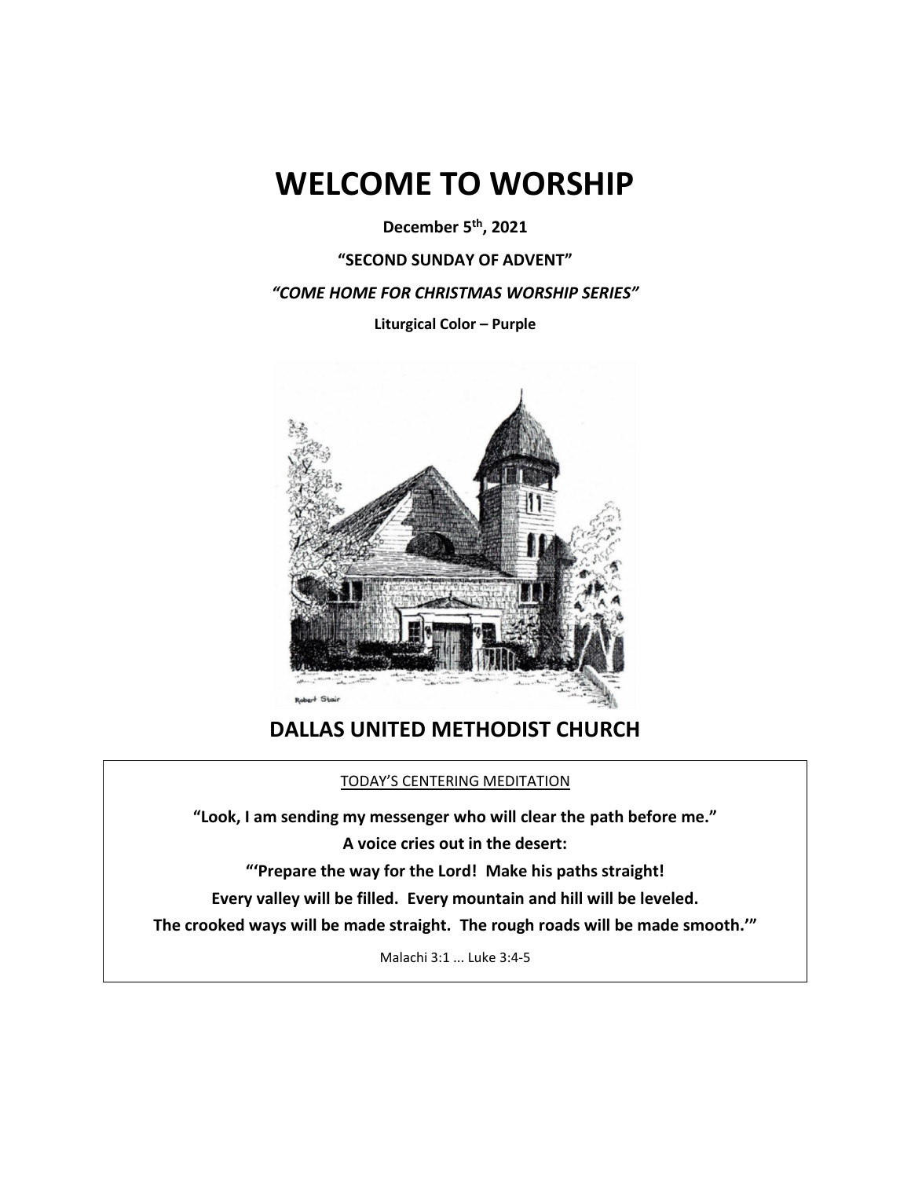# WELCOME TO WORSHIP

**December 5th, 2021**

**"SECOND SUNDAY OF ADVENT"**

***"COME HOME FOR CHRISTMAS WORSHIP SERIES"***

**Liturgical Color – Purple**

## DALLAS UNITED METHODIST CHURCH

TODAY'S CENTERING MEDITATION

**"Look, I am sending my messenger who will clear the path before me."**

**A voice cries out in the desert:**

**"'Prepare the way for the Lord! Make his paths straight!**

**Every valley will be filled. Every mountain and hill will be leveled.**

**The crooked ways will be made straight. The rough roads will be made smooth.'"**

Malachi 3:1 ... Luke 3:4-5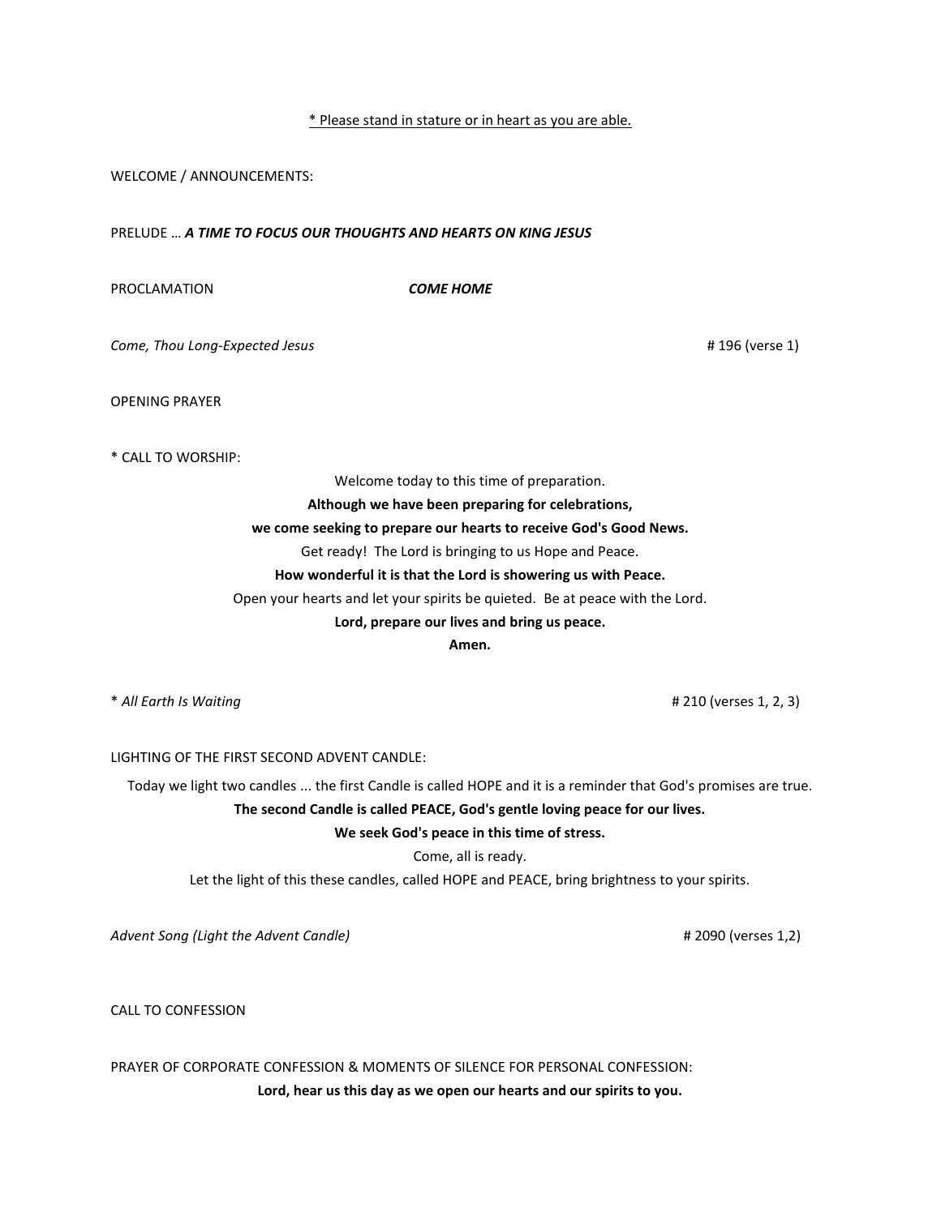* Please stand in stature or in heart as you are able.

WELCOME / ANNOUNCEMENTS:

PRELUDE … ***A TIME TO FOCUS OUR THOUGHTS AND HEARTS ON KING JESUS***

PROCLAMATION ***COME HOME***

*Come, Thou Long-Expected Jesus* # 196 (verse 1)

OPENING PRAYER

* CALL TO WORSHIP:

Welcome today to this time of preparation.
**Although we have been preparing for celebrations,**
**we come seeking to prepare our hearts to receive God's Good News.**
Get ready! The Lord is bringing to us Hope and Peace.
**How wonderful it is that the Lord is showering us with Peace.**
Open your hearts and let your spirits be quieted. Be at peace with the Lord.
**Lord, prepare our lives and bring us peace.**
**Amen.**

* *All Earth Is Waiting* # 210 (verses 1, 2, 3)

LIGHTING OF THE FIRST SECOND ADVENT CANDLE:

Today we light two candles ... the first Candle is called HOPE and it is a reminder that God's promises are true.
**The second Candle is called PEACE, God's gentle loving peace for our lives.**
**We seek God's peace in this time of stress.**
Come, all is ready.
Let the light of this these candles, called HOPE and PEACE, bring brightness to your spirits.

*Advent Song (Light the Advent Candle)* # 2090 (verses 1,2)

CALL TO CONFESSION

PRAYER OF CORPORATE CONFESSION & MOMENTS OF SILENCE FOR PERSONAL CONFESSION:

**Lord, hear us this day as we open our hearts and our spirits to you.**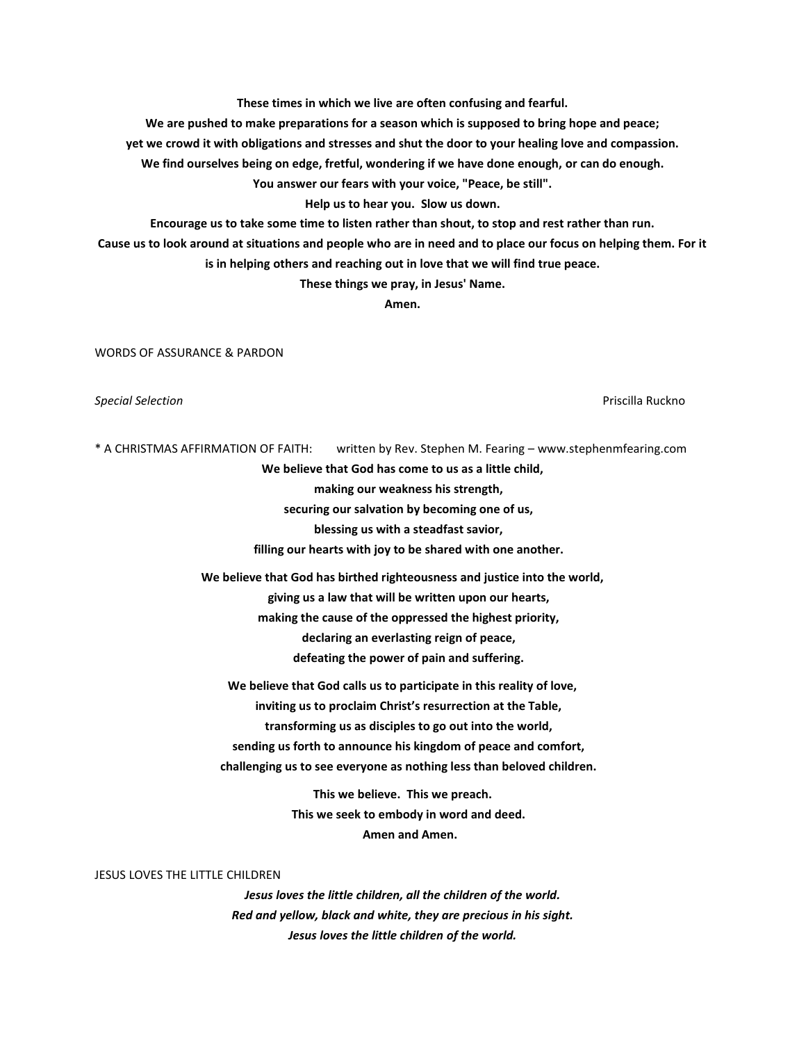**These times in which we live are often confusing and fearful.**
**We are pushed to make preparations for a season which is supposed to bring hope and peace;**
**yet we crowd it with obligations and stresses and shut the door to your healing love and compassion.**
**We find ourselves being on edge, fretful, wondering if we have done enough, or can do enough.**
**You answer our fears with your voice, "Peace, be still".**
**Help us to hear you.  Slow us down.**
**Encourage us to take some time to listen rather than shout, to stop and rest rather than run.**
**Cause us to look around at situations and people who are in need and to place our focus on helping them. For it is in helping others and reaching out in love that we will find true peace.**
**These things we pray, in Jesus' Name.**
**Amen.**

WORDS OF ASSURANCE & PARDON

*Special Selection* Priscilla Ruckno

* A CHRISTMAS AFFIRMATION OF FAITH: written by Rev. Stephen M. Fearing – www.stephenmfearing.com

**We believe that God has come to us as a little child,**
**making our weakness his strength,**
**securing our salvation by becoming one of us,**
**blessing us with a steadfast savior,**
**filling our hearts with joy to be shared with one another.**

**We believe that God has birthed righteousness and justice into the world,**
**giving us a law that will be written upon our hearts,**
**making the cause of the oppressed the highest priority,**
**declaring an everlasting reign of peace,**
**defeating the power of pain and suffering.**

**We believe that God calls us to participate in this reality of love,**
**inviting us to proclaim Christ's resurrection at the Table,**
**transforming us as disciples to go out into the world,**
**sending us forth to announce his kingdom of peace and comfort,**
**challenging us to see everyone as nothing less than beloved children.**

**This we believe.  This we preach.**
**This we seek to embody in word and deed.**
**Amen and Amen.**

JESUS LOVES THE LITTLE CHILDREN

***Jesus loves the little children, all the children of the world.***
***Red and yellow, black and white, they are precious in his sight.***
***Jesus loves the little children of the world.***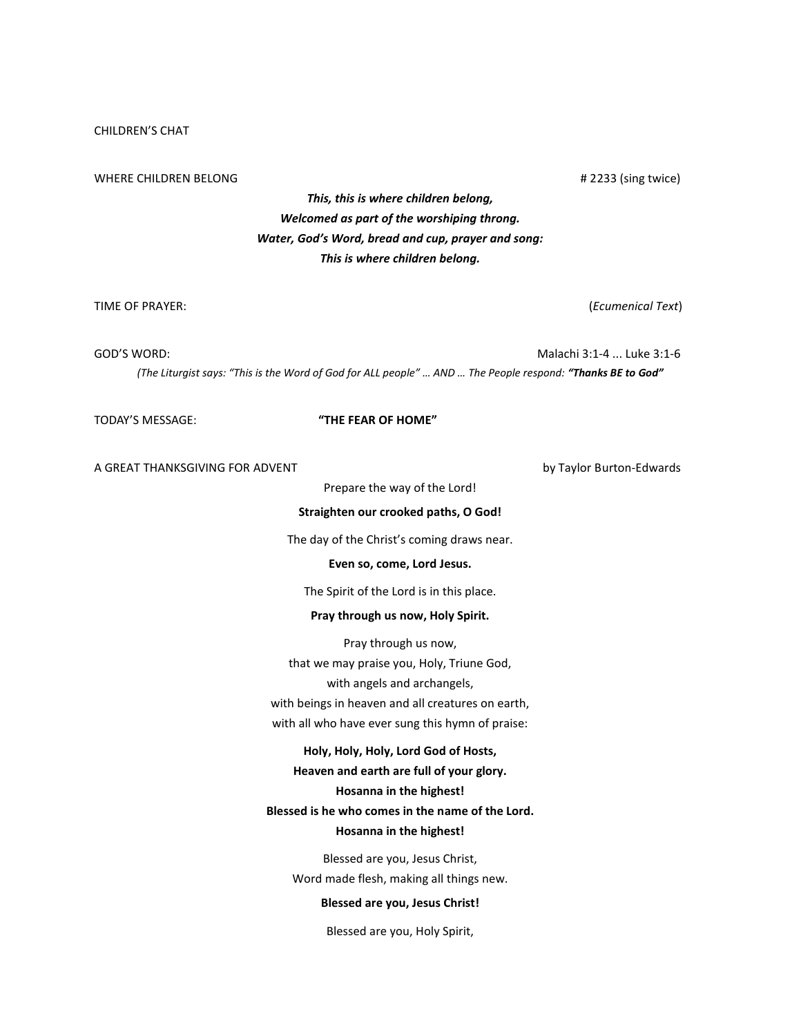CHILDREN'S CHAT

WHERE CHILDREN BELONG # 2233 (sing twice)

***This, this is where children belong,***
***Welcomed as part of the worshiping throng.***
***Water, God's Word, bread and cup, prayer and song:***
***This is where children belong.***

TIME OF PRAYER: (*Ecumenical Text*)

GOD'S WORD: Malachi 3:1-4 ... Luke 3:1-6

*(The Liturgist says: "This is the Word of God for ALL people" … AND … The People respond:* ***"Thanks BE to God"****)*

TODAY'S MESSAGE: **"THE FEAR OF HOME"**

A GREAT THANKSGIVING FOR ADVENT by Taylor Burton-Edwards

Prepare the way of the Lord!

**Straighten our crooked paths, O God!**

The day of the Christ's coming draws near.

**Even so, come, Lord Jesus.**

The Spirit of the Lord is in this place.

**Pray through us now, Holy Spirit.**

Pray through us now,
that we may praise you, Holy, Triune God,
with angels and archangels,
with beings in heaven and all creatures on earth,
with all who have ever sung this hymn of praise:

**Holy, Holy, Holy, Lord God of Hosts,**
**Heaven and earth are full of your glory.**
**Hosanna in the highest!**
**Blessed is he who comes in the name of the Lord.**
**Hosanna in the highest!**

Blessed are you, Jesus Christ,
Word made flesh, making all things new.

**Blessed are you, Jesus Christ!**

Blessed are you, Holy Spirit,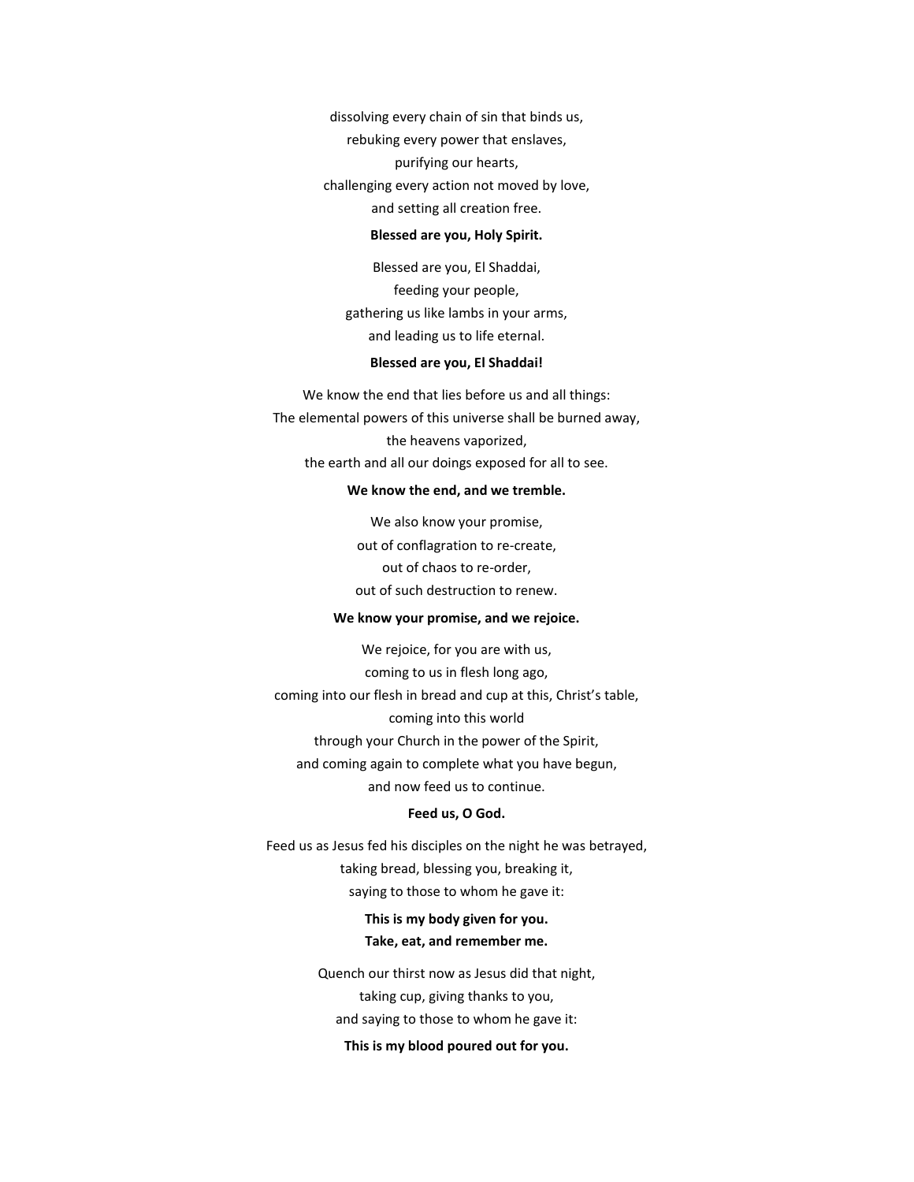dissolving every chain of sin that binds us,
rebuking every power that enslaves,
purifying our hearts,
challenging every action not moved by love,
and setting all creation free.

**Blessed are you, Holy Spirit.**

Blessed are you, El Shaddai,
feeding your people,
gathering us like lambs in your arms,
and leading us to life eternal.

**Blessed are you, El Shaddai!**

We know the end that lies before us and all things:
The elemental powers of this universe shall be burned away,
the heavens vaporized,
the earth and all our doings exposed for all to see.

**We know the end, and we tremble.**

We also know your promise,
out of conflagration to re-create,
out of chaos to re-order,
out of such destruction to renew.

**We know your promise, and we rejoice.**

We rejoice, for you are with us,
coming to us in flesh long ago,
coming into our flesh in bread and cup at this, Christ's table,
coming into this world
through your Church in the power of the Spirit,
and coming again to complete what you have begun,
and now feed us to continue.

**Feed us, O God.**

Feed us as Jesus fed his disciples on the night he was betrayed,
taking bread, blessing you, breaking it,
saying to those to whom he gave it:

**This is my body given for you.**
**Take, eat, and remember me.**

Quench our thirst now as Jesus did that night,
taking cup, giving thanks to you,
and saying to those to whom he gave it:

**This is my blood poured out for you.**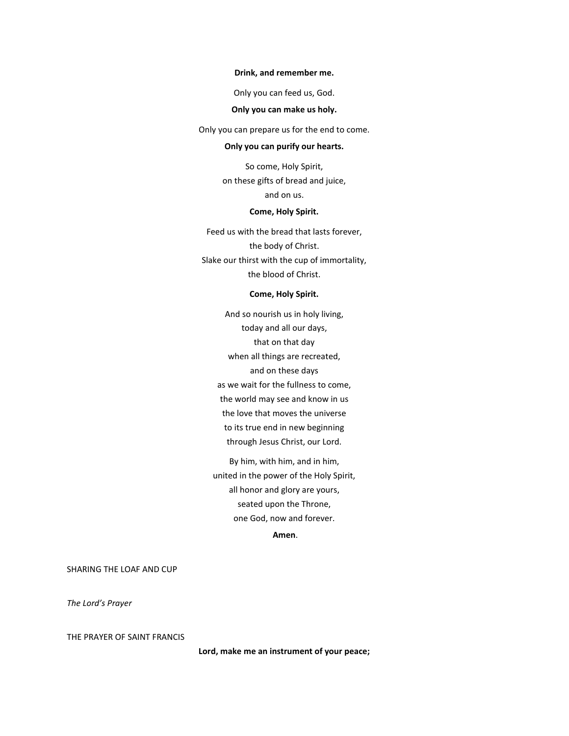**Drink, and remember me.**

Only you can feed us, God.

**Only you can make us holy.**

Only you can prepare us for the end to come.

**Only you can purify our hearts.**

So come, Holy Spirit,
on these gifts of bread and juice,
and on us.

**Come, Holy Spirit.**

Feed us with the bread that lasts forever,
the body of Christ.
Slake our thirst with the cup of immortality,
the blood of Christ.

**Come, Holy Spirit.**

And so nourish us in holy living,
today and all our days,
that on that day
when all things are recreated,
and on these days
as we wait for the fullness to come,
the world may see and know in us
the love that moves the universe
to its true end in new beginning
through Jesus Christ, our Lord.

By him, with him, and in him,
united in the power of the Holy Spirit,
all honor and glory are yours,
seated upon the Throne,
one God, now and forever.

**Amen**.

SHARING THE LOAF AND CUP

*The Lord's Prayer*

THE PRAYER OF SAINT FRANCIS

**Lord, make me an instrument of your peace;**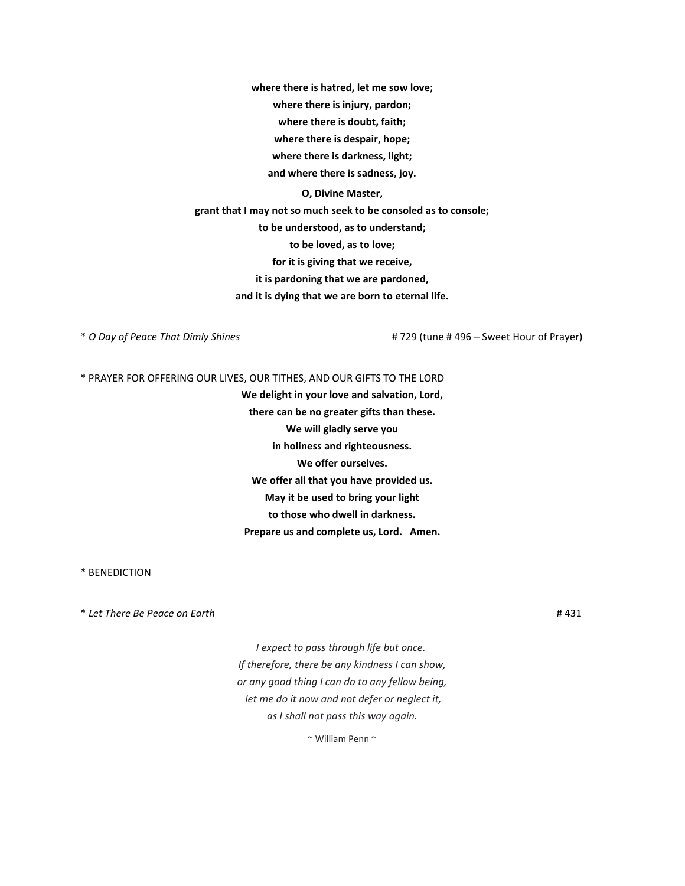**where there is hatred, let me sow love;**
**where there is injury, pardon;**
**where there is doubt, faith;**
**where there is despair, hope;**
**where there is darkness, light;**
**and where there is sadness, joy.**

**O, Divine Master,**
**grant that I may not so much seek to be consoled as to console;**
**to be understood, as to understand;**
**to be loved, as to love;**
**for it is giving that we receive,**
**it is pardoning that we are pardoned,**
**and it is dying that we are born to eternal life.**

* *O Day of Peace That Dimly Shines* # 729 (tune # 496 – Sweet Hour of Prayer)

* PRAYER FOR OFFERING OUR LIVES, OUR TITHES, AND OUR GIFTS TO THE LORD

**We delight in your love and salvation, Lord,**
**there can be no greater gifts than these.**
**We will gladly serve you**
**in holiness and righteousness.**
**We offer ourselves.**
**We offer all that you have provided us.**
**May it be used to bring your light**
**to those who dwell in darkness.**
**Prepare us and complete us, Lord. Amen.**

* BENEDICTION

* *Let There Be Peace on Earth* # 431

*I expect to pass through life but once.*
*If therefore, there be any kindness I can show,*
*or any good thing I can do to any fellow being,*
*let me do it now and not defer or neglect it,*
*as I shall not pass this way again.*

~ William Penn ~